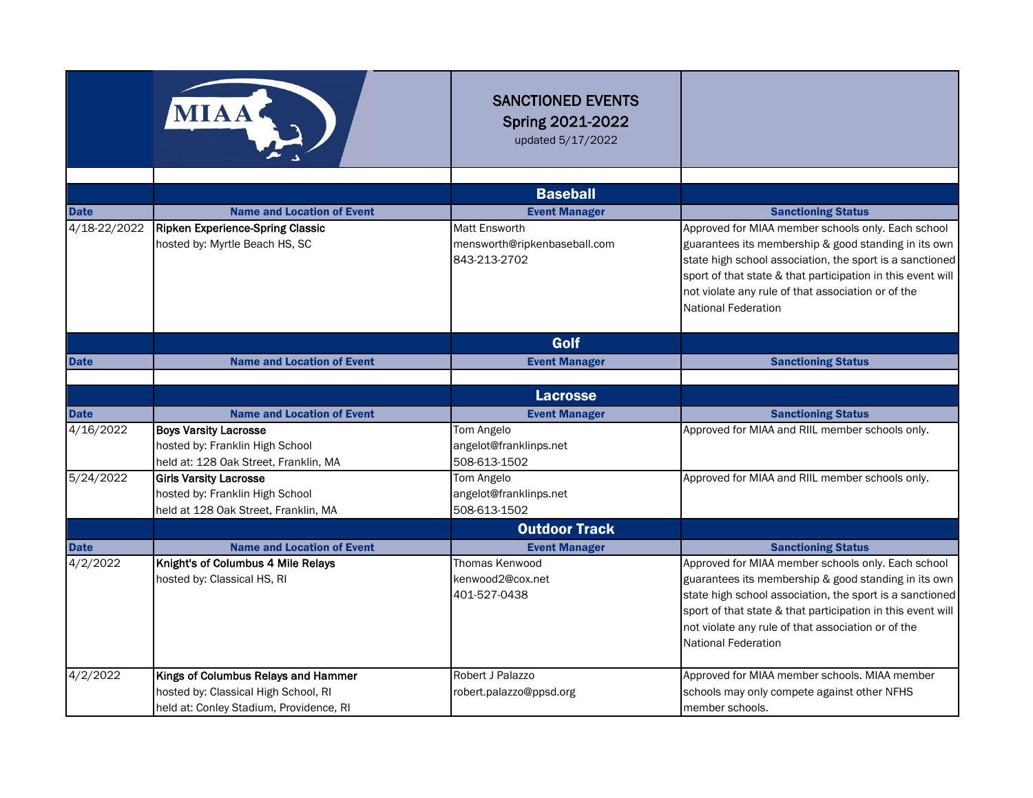# SANCTIONED EVENTS

## Spring 2021-2022

updated 5/17/2022

### Baseball

| Date | Name and Location of Event | Event Manager | Sanctioning Status |
|---|---|---|---|
| 4/18-22/2022 | **Ripken Experience-Spring Classic**<br>hosted by: Myrtle Beach HS, SC | Matt Ensworth<br>mensworth@ripkenbaseball.com<br>843-213-2702 | Approved for MIAA member schools only. Each school guarantees its membership & good standing in its own state high school association, the sport is a sanctioned sport of that state & that participation in this event will not violate any rule of that association or of the National Federation |

### Golf

| Date | Name and Location of Event | Event Manager | Sanctioning Status |
|---|---|---|---|
| | | | |

### Lacrosse

| Date | Name and Location of Event | Event Manager | Sanctioning Status |
|---|---|---|---|
| 4/16/2022 | **Boys Varsity Lacrosse**<br>hosted by: Franklin High School<br>held at: 128 Oak Street, Franklin, MA | Tom Angelo<br>angelot@franklinps.net<br>508-613-1502 | Approved for MIAA and RIIL member schools only. |
| 5/24/2022 | **Girls Varsity Lacrosse**<br>hosted by: Franklin High School<br>held at 128 Oak Street, Franklin, MA | Tom Angelo<br>angelot@franklinps.net<br>508-613-1502 | Approved for MIAA and RIIL member schools only. |

### Outdoor Track

| Date | Name and Location of Event | Event Manager | Sanctioning Status |
|---|---|---|---|
| 4/2/2022 | **Knight's of Columbus 4 Mile Relays**<br>hosted by: Classical HS, RI | Thomas Kenwood<br>kenwood2@cox.net<br>401-527-0438 | Approved for MIAA member schools only. Each school guarantees its membership & good standing in its own state high school association, the sport is a sanctioned sport of that state & that participation in this event will not violate any rule of that association or of the National Federation |
| 4/2/2022 | **Kings of Columbus Relays and Hammer**<br>hosted by: Classical High School, RI<br>held at: Conley Stadium, Providence, RI | Robert J Palazzo<br>robert.palazzo@ppsd.org | Approved for MIAA member schools. MIAA member schools may only compete against other NFHS member schools. |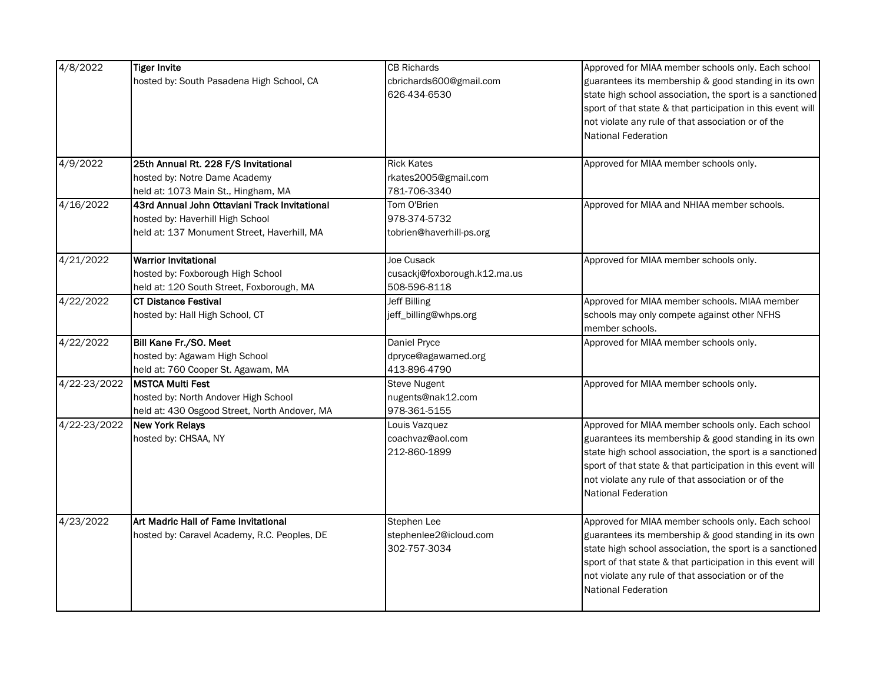| | | | |
|---|---|---|---|
| 4/8/2022 | **Tiger Invite**<br>hosted by: South Pasadena High School, CA | CB Richards<br>cbrichards600@gmail.com<br>626-434-6530 | Approved for MIAA member schools only. Each school guarantees its membership & good standing in its own state high school association, the sport is a sanctioned sport of that state & that participation in this event will not violate any rule of that association or of the National Federation |
| 4/9/2022 | **25th Annual Rt. 228 F/S Invitational**<br>hosted by: Notre Dame Academy<br>held at: 1073 Main St., Hingham, MA | Rick Kates<br>rkates2005@gmail.com<br>781-706-3340 | Approved for MIAA member schools only. |
| 4/16/2022 | **43rd Annual John Ottaviani Track Invitational**<br>hosted by: Haverhill High School<br>held at: 137 Monument Street, Haverhill, MA | Tom O'Brien<br>978-374-5732<br>tobrien@haverhill-ps.org | Approved for MIAA and NHIAA member schools. |
| 4/21/2022 | **Warrior Invitational**<br>hosted by: Foxborough High School<br>held at: 120 South Street, Foxborough, MA | Joe Cusack<br>cusackj@foxborough.k12.ma.us<br>508-596-8118 | Approved for MIAA member schools only. |
| 4/22/2022 | **CT Distance Festival**<br>hosted by: Hall High School, CT | Jeff Billing<br>jeff_billing@whps.org | Approved for MIAA member schools. MIAA member schools may only compete against other NFHS member schools. |
| 4/22/2022 | **Bill Kane Fr./SO. Meet**<br>hosted by: Agawam High School<br>held at: 760 Cooper St. Agawam, MA | Daniel Pryce<br>dpryce@agawamed.org<br>413-896-4790 | Approved for MIAA member schools only. |
| 4/22-23/2022 | **MSTCA Multi Fest**<br>hosted by: North Andover High School<br>held at: 430 Osgood Street, North Andover, MA | Steve Nugent<br>nugents@nak12.com<br>978-361-5155 | Approved for MIAA member schools only. |
| 4/22-23/2022 | **New York Relays**<br>hosted by: CHSAA, NY | Louis Vazquez<br>coachvaz@aol.com<br>212-860-1899 | Approved for MIAA member schools only. Each school guarantees its membership & good standing in its own state high school association, the sport is a sanctioned sport of that state & that participation in this event will not violate any rule of that association or of the National Federation |
| 4/23/2022 | **Art Madric Hall of Fame Invitational**<br>hosted by: Caravel Academy, R.C. Peoples, DE | Stephen Lee<br>stephenlee2@icloud.com<br>302-757-3034 | Approved for MIAA member schools only. Each school guarantees its membership & good standing in its own state high school association, the sport is a sanctioned sport of that state & that participation in this event will not violate any rule of that association or of the National Federation |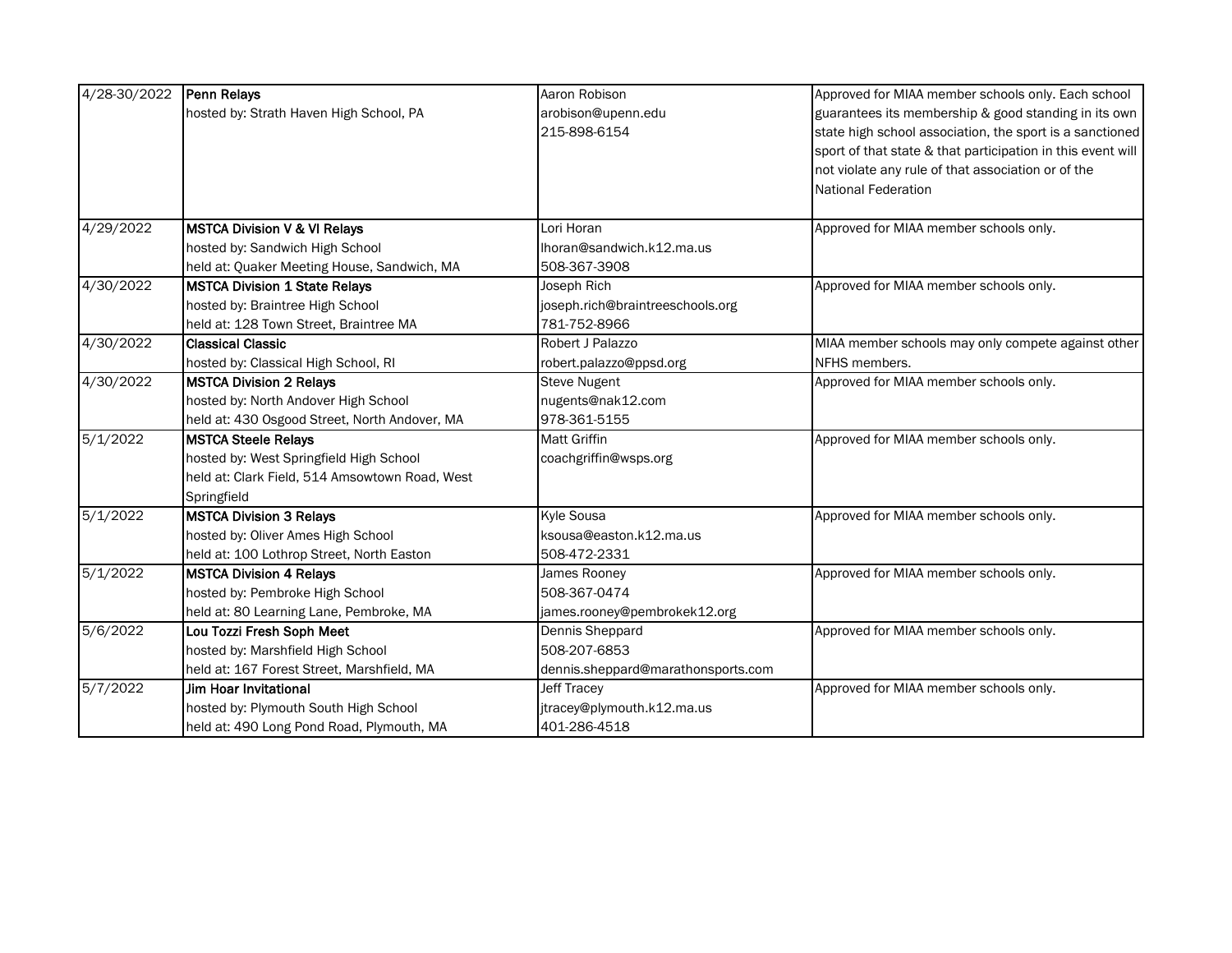| | | | |
|---|---|---|---|
| 4/28-30/2022 | **Penn Relays**<br>hosted by: Strath Haven High School, PA | Aaron Robison<br>arobison@upenn.edu<br>215-898-6154 | Approved for MIAA member schools only. Each school guarantees its membership & good standing in its own state high school association, the sport is a sanctioned sport of that state & that participation in this event will not violate any rule of that association or of the National Federation |
| 4/29/2022 | **MSTCA Division V & VI Relays**<br>hosted by: Sandwich High School<br>held at: Quaker Meeting House, Sandwich, MA | Lori Horan<br>lhoran@sandwich.k12.ma.us<br>508-367-3908 | Approved for MIAA member schools only. |
| 4/30/2022 | **MSTCA Division 1 State Relays**<br>hosted by: Braintree High School<br>held at: 128 Town Street, Braintree MA | Joseph Rich<br>joseph.rich@braintreeschools.org<br>781-752-8966 | Approved for MIAA member schools only. |
| 4/30/2022 | **Classical Classic**<br>hosted by: Classical High School, RI | Robert J Palazzo<br>robert.palazzo@ppsd.org | MIAA member schools may only compete against other NFHS members. |
| 4/30/2022 | **MSTCA Division 2 Relays**<br>hosted by: North Andover High School<br>held at: 430 Osgood Street, North Andover, MA | Steve Nugent<br>nugents@nak12.com<br>978-361-5155 | Approved for MIAA member schools only. |
| 5/1/2022 | **MSTCA Steele Relays**<br>hosted by: West Springfield High School<br>held at: Clark Field, 514 Amsowtown Road, West Springfield | Matt Griffin<br>coachgriffin@wsps.org | Approved for MIAA member schools only. |
| 5/1/2022 | **MSTCA Division 3 Relays**<br>hosted by: Oliver Ames High School<br>held at: 100 Lothrop Street, North Easton | Kyle Sousa<br>ksousa@easton.k12.ma.us<br>508-472-2331 | Approved for MIAA member schools only. |
| 5/1/2022 | **MSTCA Division 4 Relays**<br>hosted by: Pembroke High School<br>held at: 80 Learning Lane, Pembroke, MA | James Rooney<br>508-367-0474<br>james.rooney@pembrokek12.org | Approved for MIAA member schools only. |
| 5/6/2022 | **Lou Tozzi Fresh Soph Meet**<br>hosted by: Marshfield High School<br>held at: 167 Forest Street, Marshfield, MA | Dennis Sheppard<br>508-207-6853<br>dennis.sheppard@marathonsports.com | Approved for MIAA member schools only. |
| 5/7/2022 | **Jim Hoar Invitational**<br>hosted by: Plymouth South High School<br>held at: 490 Long Pond Road, Plymouth, MA | Jeff Tracey<br>jtracey@plymouth.k12.ma.us<br>401-286-4518 | Approved for MIAA member schools only. |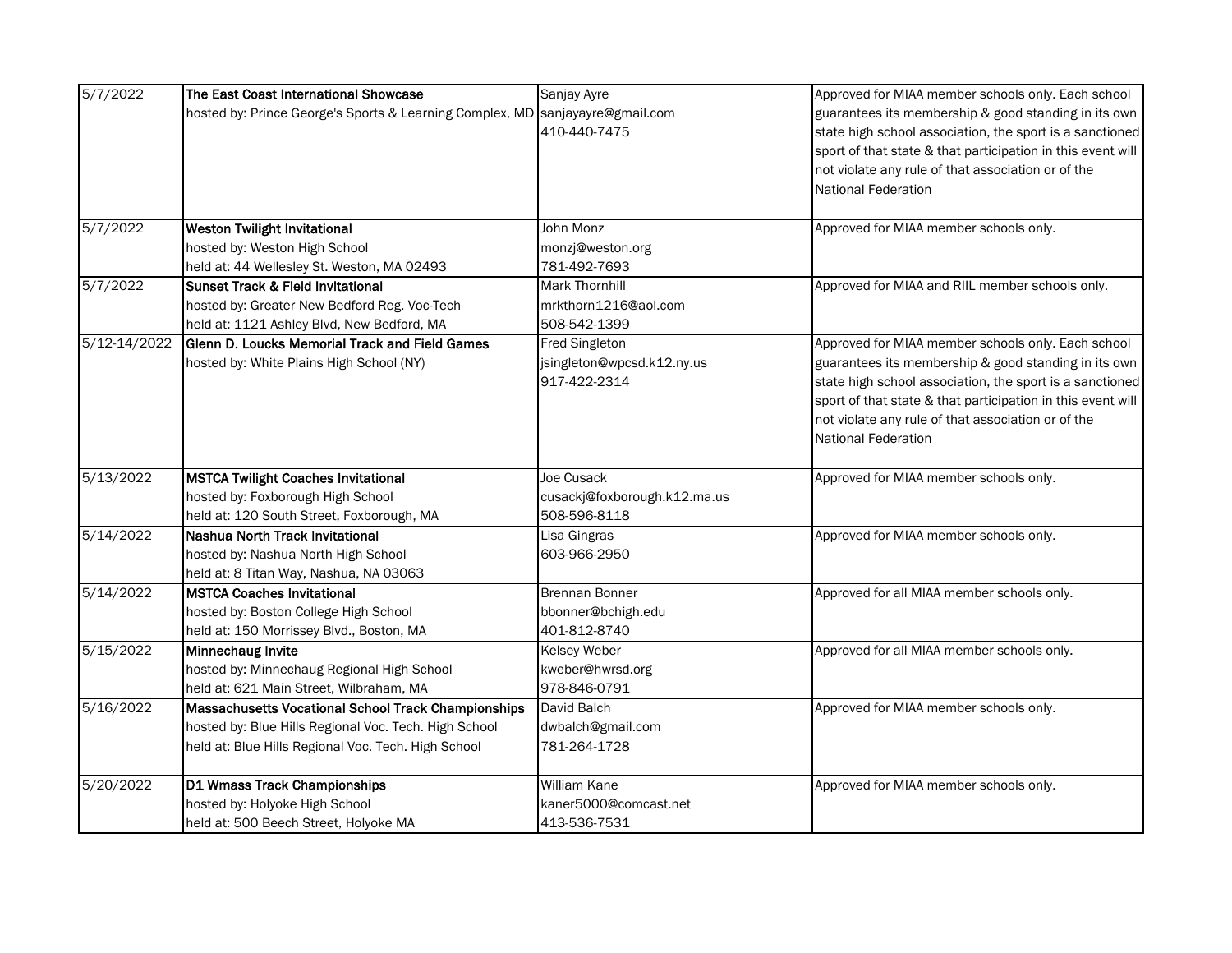| | | | |
|---|---|---|---|
| 5/7/2022 | **The East Coast International Showcase**<br>hosted by: Prince George's Sports & Learning Complex, MD | Sanjay Ayre<br>sanjayayre@gmail.com<br>410-440-7475 | Approved for MIAA member schools only. Each school guarantees its membership & good standing in its own state high school association, the sport is a sanctioned sport of that state & that participation in this event will not violate any rule of that association or of the National Federation |
| 5/7/2022 | **Weston Twilight Invitational**<br>hosted by: Weston High School<br>held at: 44 Wellesley St. Weston, MA 02493 | John Monz<br>monzj@weston.org<br>781-492-7693 | Approved for MIAA member schools only. |
| 5/7/2022 | **Sunset Track & Field Invitational**<br>hosted by: Greater New Bedford Reg. Voc-Tech<br>held at: 1121 Ashley Blvd, New Bedford, MA | Mark Thornhill<br>mrkthorn1216@aol.com<br>508-542-1399 | Approved for MIAA and RIIL member schools only. |
| 5/12-14/2022 | **Glenn D. Loucks Memorial Track and Field Games**<br>hosted by: White Plains High School (NY) | Fred Singleton<br>jsingleton@wpcsd.k12.ny.us<br>917-422-2314 | Approved for MIAA member schools only. Each school guarantees its membership & good standing in its own state high school association, the sport is a sanctioned sport of that state & that participation in this event will not violate any rule of that association or of the National Federation |
| 5/13/2022 | **MSTCA Twilight Coaches Invitational**<br>hosted by: Foxborough High School<br>held at: 120 South Street, Foxborough, MA | Joe Cusack<br>cusackj@foxborough.k12.ma.us<br>508-596-8118 | Approved for MIAA member schools only. |
| 5/14/2022 | **Nashua North Track Invitational**<br>hosted by: Nashua North High School<br>held at: 8 Titan Way, Nashua, NA 03063 | Lisa Gingras<br>603-966-2950 | Approved for MIAA member schools only. |
| 5/14/2022 | **MSTCA Coaches Invitational**<br>hosted by: Boston College High School<br>held at: 150 Morrissey Blvd., Boston, MA | Brennan Bonner<br>bbonner@bchigh.edu<br>401-812-8740 | Approved for all MIAA member schools only. |
| 5/15/2022 | **Minnechaug Invite**<br>hosted by: Minnechaug Regional High School<br>held at: 621 Main Street, Wilbraham, MA | Kelsey Weber<br>kweber@hwrsd.org<br>978-846-0791 | Approved for all MIAA member schools only. |
| 5/16/2022 | **Massachusetts Vocational School Track Championships**<br>hosted by: Blue Hills Regional Voc. Tech. High School<br>held at: Blue Hills Regional Voc. Tech. High School | David Balch<br>dwbalch@gmail.com<br>781-264-1728 | Approved for MIAA member schools only. |
| 5/20/2022 | **D1 Wmass Track Championships**<br>hosted by: Holyoke High School<br>held at: 500 Beech Street, Holyoke MA | William Kane<br>kaner5000@comcast.net<br>413-536-7531 | Approved for MIAA member schools only. |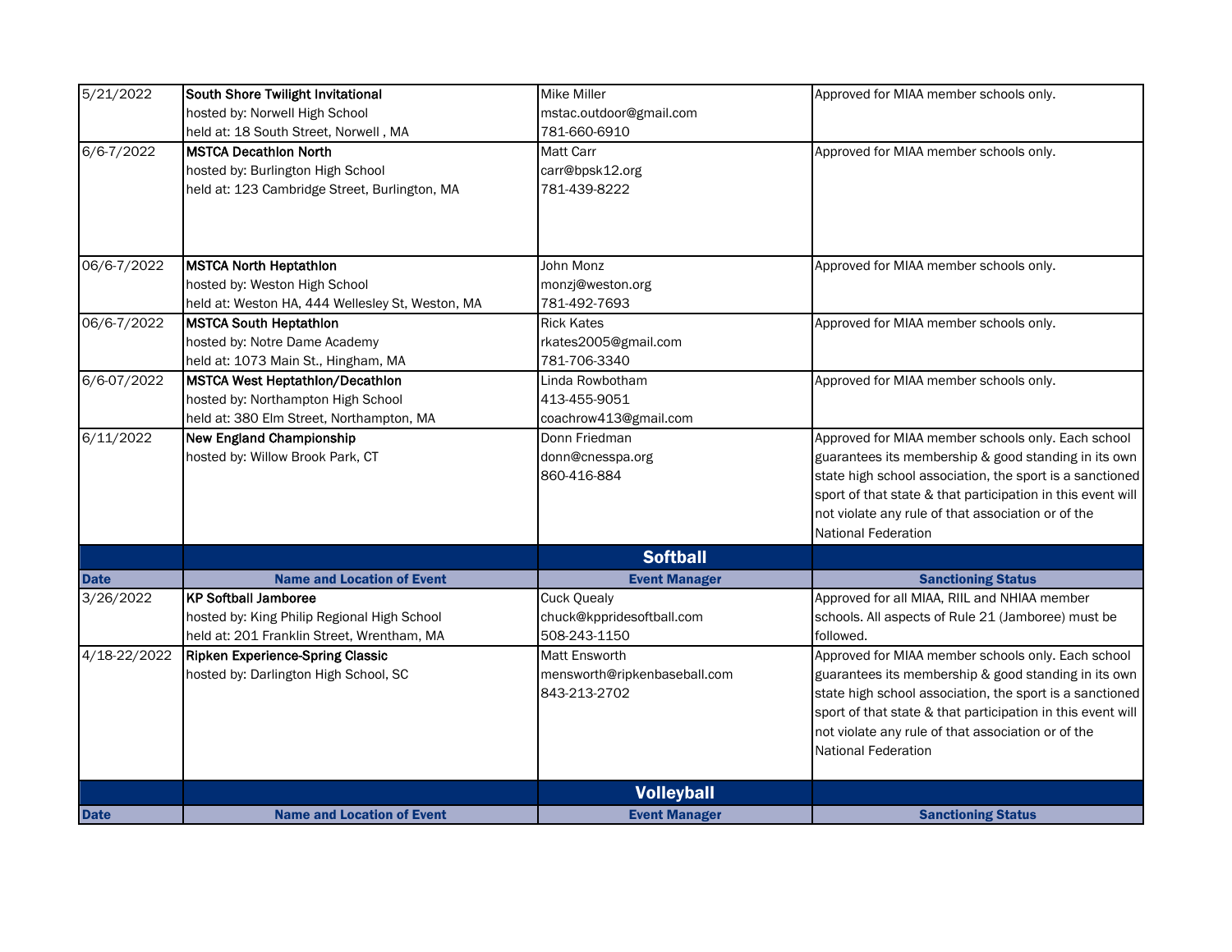| | | | |
|---|---|---|---|
| 5/21/2022 | **South Shore Twilight Invitational**<br>hosted by: Norwell High School<br>held at: 18 South Street, Norwell , MA | Mike Miller<br>mstac.outdoor@gmail.com<br>781-660-6910 | Approved for MIAA member schools only. |
| 6/6-7/2022 | **MSTCA Decathlon North**<br>hosted by: Burlington High School<br>held at: 123 Cambridge Street, Burlington, MA | Matt Carr<br>carr@bpsk12.org<br>781-439-8222 | Approved for MIAA member schools only. |
| 06/6-7/2022 | **MSTCA North Heptathlon**<br>hosted by: Weston High School<br>held at: Weston HA, 444 Wellesley St, Weston, MA | John Monz<br>monzj@weston.org<br>781-492-7693 | Approved for MIAA member schools only. |
| 06/6-7/2022 | **MSTCA South Heptathlon**<br>hosted by: Notre Dame Academy<br>held at: 1073 Main St., Hingham, MA | Rick Kates<br>rkates2005@gmail.com<br>781-706-3340 | Approved for MIAA member schools only. |
| 6/6-07/2022 | **MSTCA West Heptathlon/Decathlon**<br>hosted by: Northampton High School<br>held at: 380 Elm Street, Northampton, MA | Linda Rowbotham<br>413-455-9051<br>coachrow413@gmail.com | Approved for MIAA member schools only. |
| 6/11/2022 | **New England Championship**<br>hosted by: Willow Brook Park, CT | Donn Friedman<br>donn@cnesspa.org<br>860-416-884 | Approved for MIAA member schools only. Each school guarantees its membership & good standing in its own state high school association, the sport is a sanctioned sport of that state & that participation in this event will not violate any rule of that association or of the National Federation |
| | | **Softball** | |
| **Date** | **Name and Location of Event** | **Event Manager** | **Sanctioning Status** |
| 3/26/2022 | **KP Softball Jamboree**<br>hosted by: King Philip Regional High School<br>held at: 201 Franklin Street, Wrentham, MA | Cuck Quealy<br>chuck@kppridesoftball.com<br>508-243-1150 | Approved for all MIAA, RIIL and NHIAA member schools. All aspects of Rule 21 (Jamboree) must be followed. |
| 4/18-22/2022 | **Ripken Experience-Spring Classic**<br>hosted by: Darlington High School, SC | Matt Ensworth<br>mensworth@ripkenbaseball.com<br>843-213-2702 | Approved for MIAA member schools only. Each school guarantees its membership & good standing in its own state high school association, the sport is a sanctioned sport of that state & that participation in this event will not violate any rule of that association or of the National Federation |
| | | **Volleyball** | |
| **Date** | **Name and Location of Event** | **Event Manager** | **Sanctioning Status** |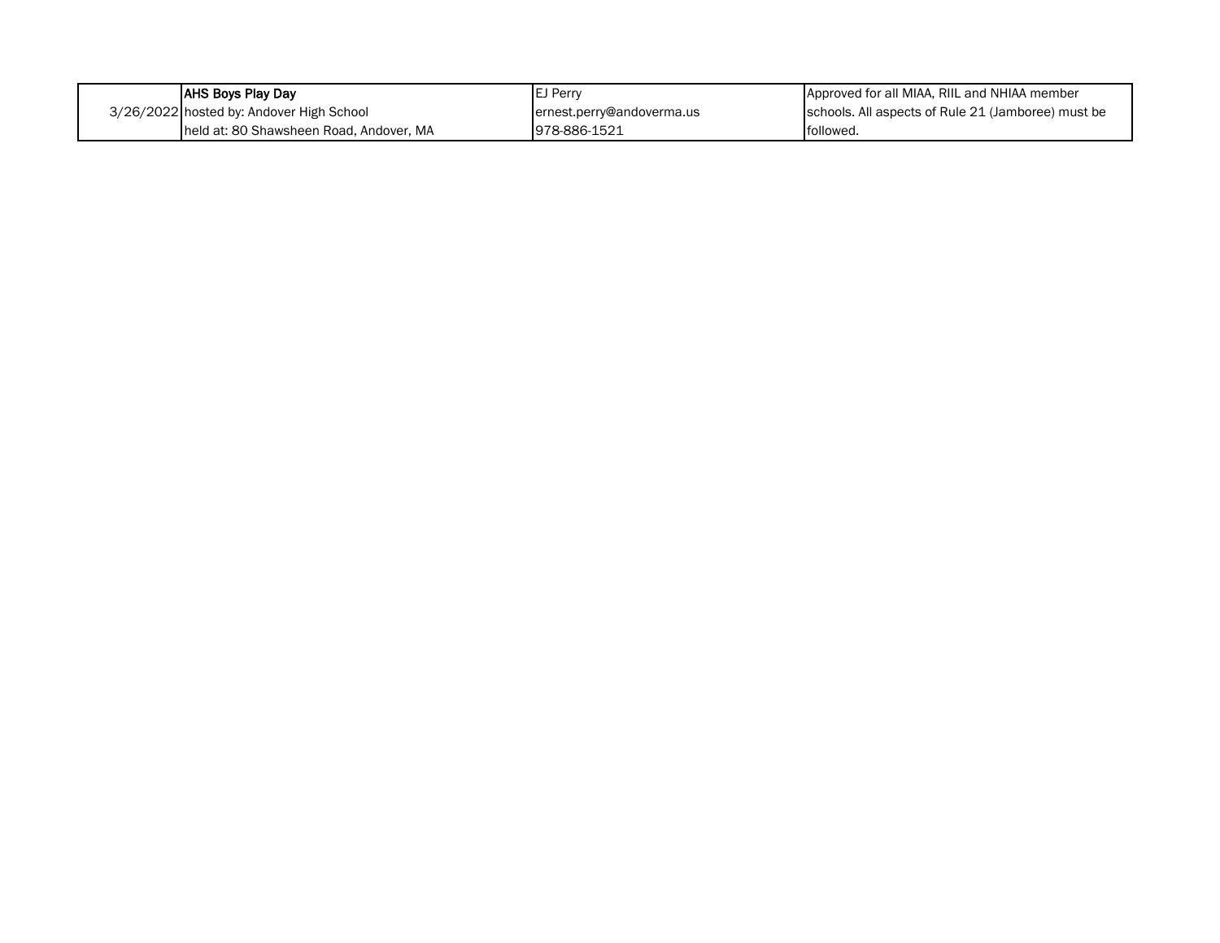| | | | |
|---|---|---|---|
| 3/26/2022 | **AHS Boys Play Day**<br>hosted by: Andover High School<br>held at: 80 Shawsheen Road, Andover, MA | EJ Perry<br>ernest.perry@andoverma.us<br>978-886-1521 | Approved for all MIAA, RIIL and NHIAA member schools. All aspects of Rule 21 (Jamboree) must be followed. |